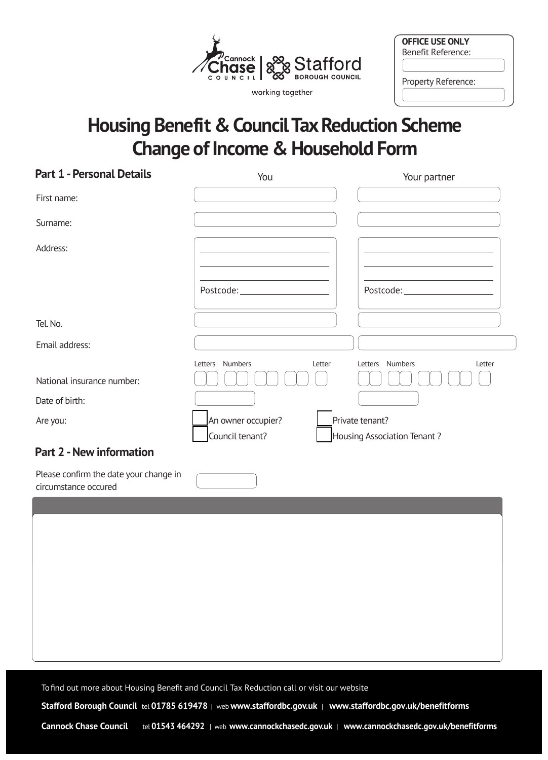Cannock Chase Council | Stafford Borough Council

working together

**OFFICE USE ONLY**
Benefit Reference:

Property Reference:

# Housing Benefit & Council Tax Reduction Scheme Change of Income & Household Form

## Part 1 - Personal Details

| | You | Your partner |
|---|---|---|
| First name: | | |
| Surname: | | |
| Address: | Postcode: | Postcode: |
| Tel. No. | | |
| Email address: | | |
| National insurance number: | Letters Numbers Letter | Letters Numbers Letter |
| Date of birth: | | |

Are you:

- [ ] An owner occupier?
- [ ] Private tenant?
- [ ] Council tenant?
- [ ] Housing Association Tenant ?

## Part 2 - New information

Please confirm the date your change in circumstance occured

To find out more about Housing Benefit and Council Tax Reduction call or visit our website

**Stafford Borough Council** tel **01785 619478** | web **www.staffordbc.gov.uk** | **www.staffordbc.gov.uk/benefitforms**

**Cannock Chase Council** tel **01543 464292** | web **www.cannockchasedc.gov.uk** | **www.cannockchasedc.gov.uk/benefitforms**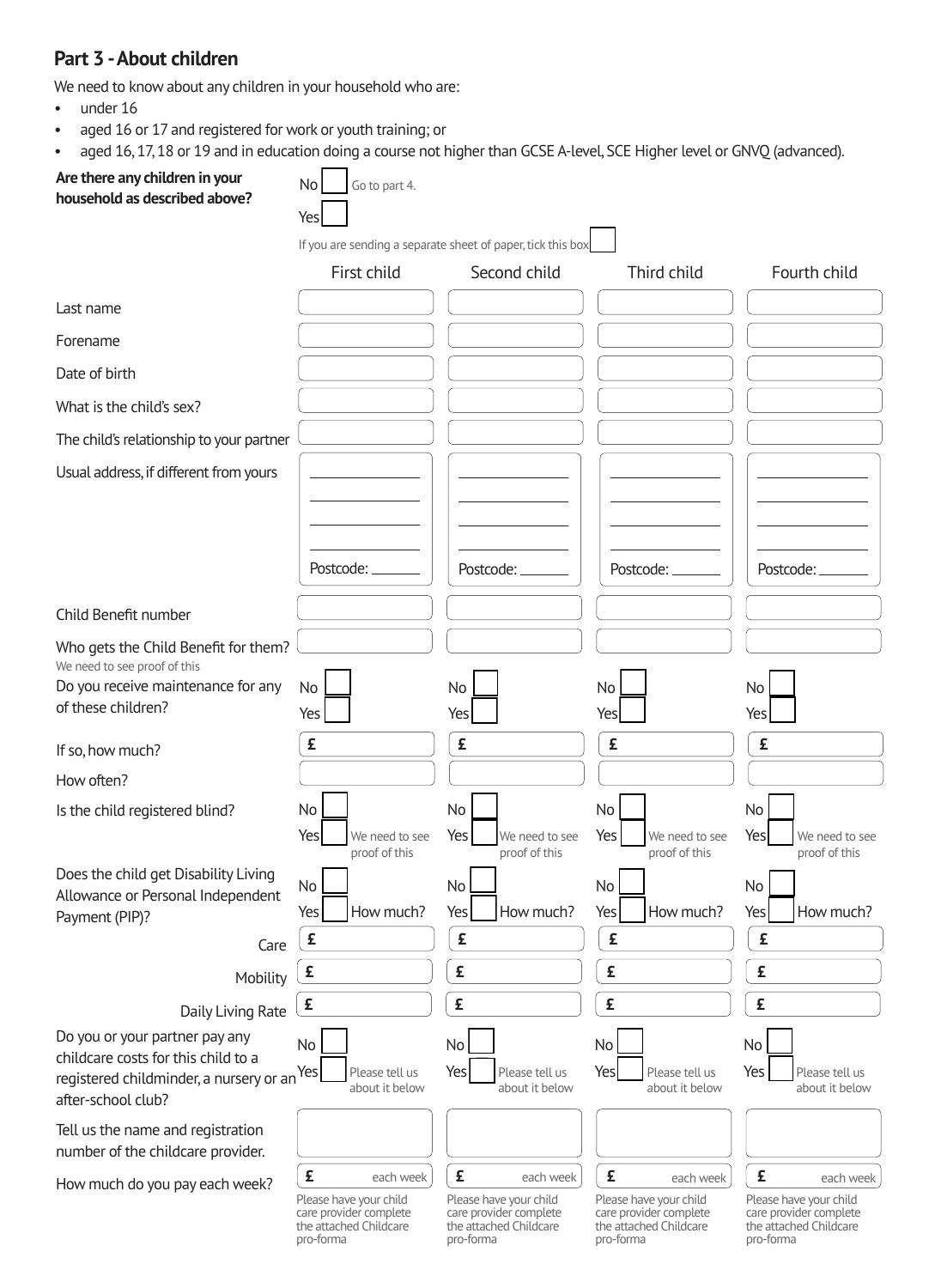## Part 3 - About children

We need to know about any children in your household who are:

- under 16
- aged 16 or 17 and registered for work or youth training; or
- aged 16, 17, 18 or 19 and in education doing a course not higher than GCSE A-level, SCE Higher level or GNVQ (advanced).

**Are there any children in your household as described above?**

No ☐ Go to part 4.

Yes ☐

If you are sending a separate sheet of paper, tick this box ☐

| | First child | Second child | Third child | Fourth child |
|---|---|---|---|---|
| Last name | | | | |
| Forename | | | | |
| Date of birth | | | | |
| What is the child's sex? | | | | |
| The child's relationship to your partner | | | | |
| Usual address, if different from yours | Postcode: | Postcode: | Postcode: | Postcode: |
| Child Benefit number | | | | |
| Who gets the Child Benefit for them? We need to see proof of this | | | | |
| Do you receive maintenance for any of these children? | No ☐ Yes ☐ | No ☐ Yes ☐ | No ☐ Yes ☐ | No ☐ Yes ☐ |
| If so, how much? | £ | £ | £ | £ |
| How often? | | | | |
| Is the child registered blind? | No ☐ Yes ☐ We need to see proof of this | No ☐ Yes ☐ We need to see proof of this | No ☐ Yes ☐ We need to see proof of this | No ☐ Yes ☐ We need to see proof of this |
| Does the child get Disability Living Allowance or Personal Independent Payment (PIP)? | No ☐ Yes ☐ How much? | No ☐ Yes ☐ How much? | No ☐ Yes ☐ How much? | No ☐ Yes ☐ How much? |
| Care | £ | £ | £ | £ |
| Mobility | £ | £ | £ | £ |
| Daily Living Rate | £ | £ | £ | £ |
| Do you or your partner pay any childcare costs for this child to a registered childminder, a nursery or an after-school club? | No ☐ Yes ☐ Please tell us about it below | No ☐ Yes ☐ Please tell us about it below | No ☐ Yes ☐ Please tell us about it below | No ☐ Yes ☐ Please tell us about it below |
| Tell us the name and registration number of the childcare provider. | | | | |
| How much do you pay each week? | £ each week | £ each week | £ each week | £ each week |
| | Please have your child care provider complete the attached Childcare pro-forma | Please have your child care provider complete the attached Childcare pro-forma | Please have your child care provider complete the attached Childcare pro-forma | Please have your child care provider complete the attached Childcare pro-forma |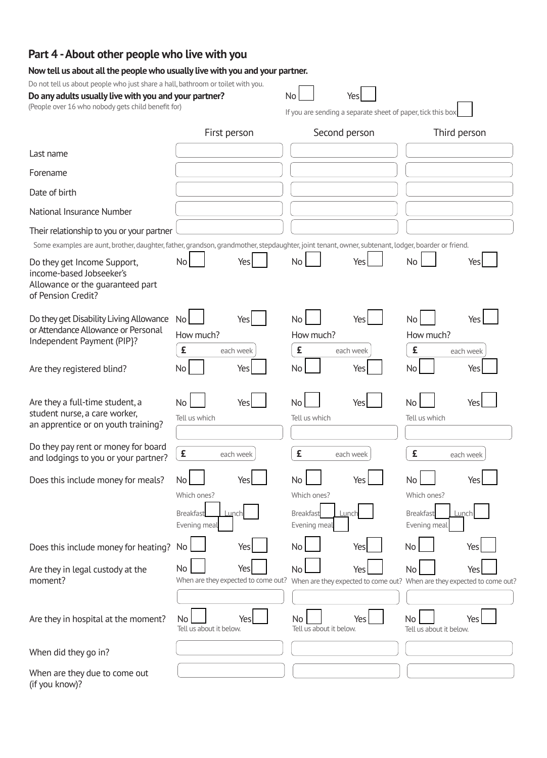## Part 4 - About other people who live with you

**Now tell us about all the people who usually live with you and your partner.**

Do not tell us about people who just share a hall, bathroom or toilet with you.

**Do any adults usually live with you and your partner?** No ☐ Yes ☐

(People over 16 who nobody gets child benefit for)

If you are sending a separate sheet of paper, tick this box ☐

| | First person | Second person | Third person |
|---|---|---|---|
| Last name | | | |
| Forename | | | |
| Date of birth | | | |
| National Insurance Number | | | |
| Their relationship to you or your partner | | | |

Some examples are aunt, brother, daughter, father, grandson, grandmother, stepdaughter, joint tenant, owner, subtenant, lodger, boarder or friend.

| | First person | Second person | Third person |
|---|---|---|---|
| Do they get Income Support, income-based Jobseeker's Allowance or the guaranteed part of Pension Credit? | No ☐ Yes ☐ | No ☐ Yes ☐ | No ☐ Yes ☐ |
| Do they get Disability Living Allowance or Attendance Allowance or Personal Independent Payment (PIP}? | No ☐ Yes ☐ How much? £ each week | No ☐ Yes ☐ How much? £ each week | No ☐ Yes ☐ How much? £ each week |
| Are they registered blind? | No ☐ Yes ☐ | No ☐ Yes ☐ | No ☐ Yes ☐ |
| Are they a full-time student, a student nurse, a care worker, an apprentice or on youth training? | No ☐ Yes ☐ Tell us which | No ☐ Yes ☐ Tell us which | No ☐ Yes ☐ Tell us which |
| Do they pay rent or money for board and lodgings to you or your partner? | £ each week | £ each week | £ each week |
| Does this include money for meals? | No ☐ Yes ☐ Which ones? Breakfast ☐ Lunch ☐ Evening meal ☐ | No ☐ Yes ☐ Which ones? Breakfast ☐ Lunch ☐ Evening meal ☐ | No ☐ Yes ☐ Which ones? Breakfast ☐ Lunch ☐ Evening meal ☐ |
| Does this include money for heating? | No ☐ Yes ☐ | No ☐ Yes ☐ | No ☐ Yes ☐ |
| Are they in legal custody at the moment? | No ☐ Yes ☐ When are they expected to come out? | No ☐ Yes ☐ When are they expected to come out? | No ☐ Yes ☐ When are they expected to come out? |
| Are they in hospital at the moment? | No ☐ Yes ☐ Tell us about it below. | No ☐ Yes ☐ Tell us about it below. | No ☐ Yes ☐ Tell us about it below. |
| When did they go in? | | | |
| When are they due to come out (if you know)? | | | |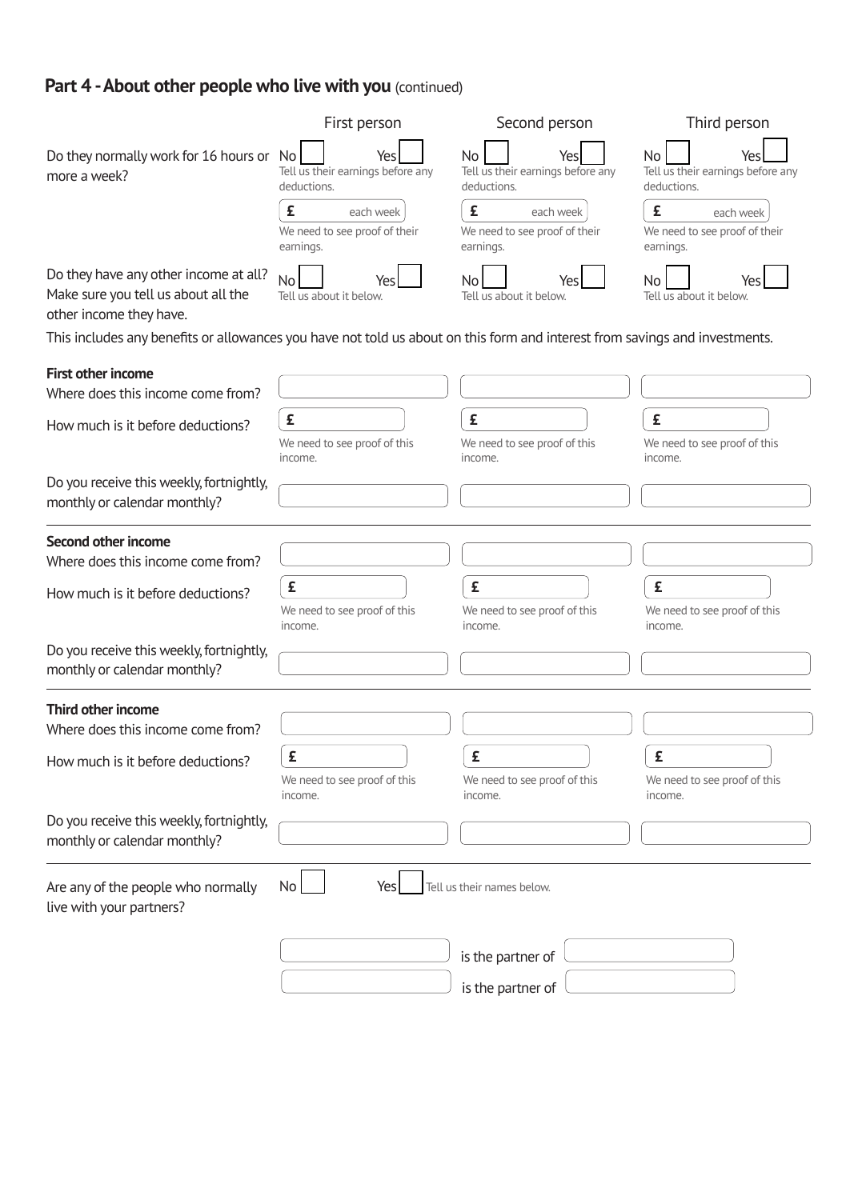## Part 4 - About other people who live with you (continued)

| | First person | Second person | Third person |
|---|---|---|---|
| Do they normally work for 16 hours or more a week? | No ☐ Yes ☐ Tell us their earnings before any deductions. £ each week We need to see proof of their earnings. | No ☐ Yes ☐ Tell us their earnings before any deductions. £ each week We need to see proof of their earnings. | No ☐ Yes ☐ Tell us their earnings before any deductions. £ each week We need to see proof of their earnings. |
| Do they have any other income at all? Make sure you tell us about all the other income they have. | No ☐ Yes ☐ Tell us about it below. | No ☐ Yes ☐ Tell us about it below. | No ☐ Yes ☐ Tell us about it below. |

This includes any benefits or allowances you have not told us about on this form and interest from savings and investments.

| | First person | Second person | Third person |
|---|---|---|---|
| **First other income** Where does this income come from? | | | |
| How much is it before deductions? | £ We need to see proof of this income. | £ We need to see proof of this income. | £ We need to see proof of this income. |
| Do you receive this weekly, fortnightly, monthly or calendar monthly? | | | |
| **Second other income** Where does this income come from? | | | |
| How much is it before deductions? | £ We need to see proof of this income. | £ We need to see proof of this income. | £ We need to see proof of this income. |
| Do you receive this weekly, fortnightly, monthly or calendar monthly? | | | |
| **Third other income** Where does this income come from? | | | |
| How much is it before deductions? | £ We need to see proof of this income. | £ We need to see proof of this income. | £ We need to see proof of this income. |
| Do you receive this weekly, fortnightly, monthly or calendar monthly? | | | |

Are any of the people who normally live with your partners? No ☐ Yes ☐ Tell us their names below.

_______________ is the partner of _______________

_______________ is the partner of _______________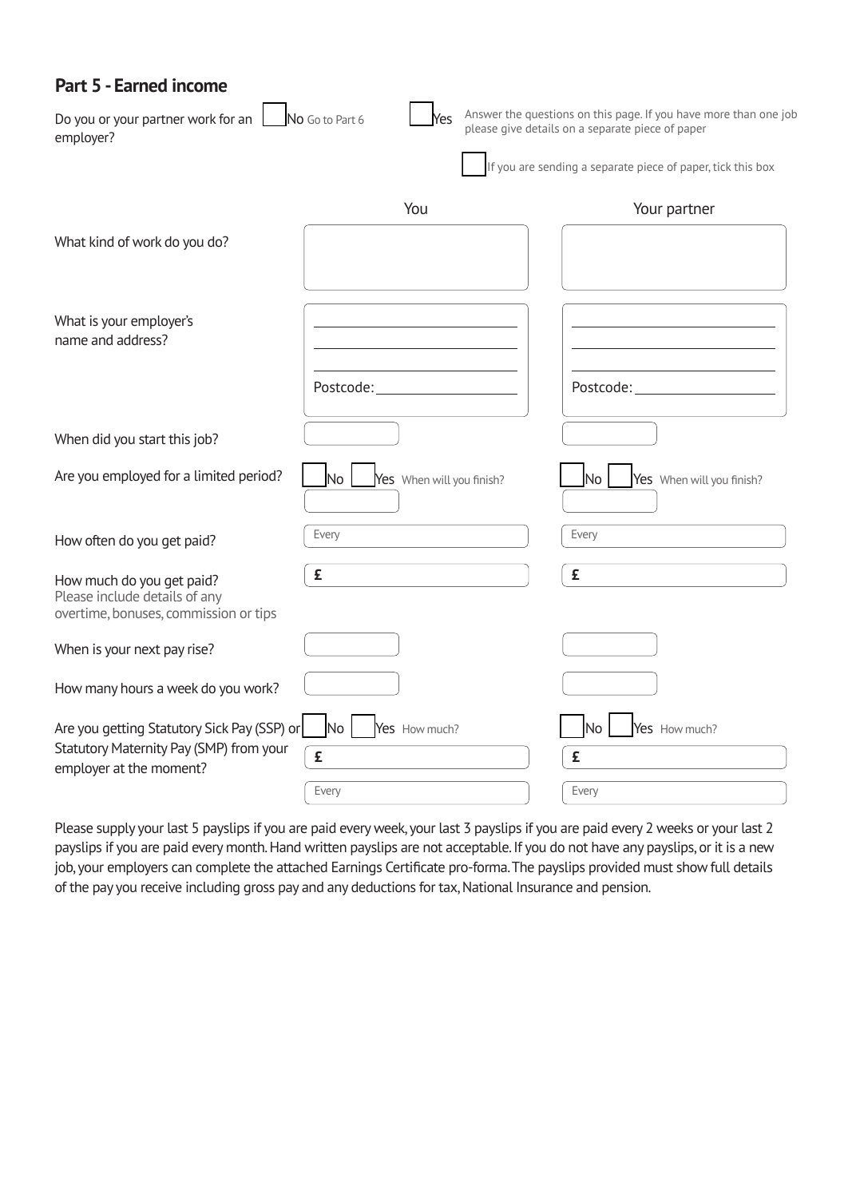## Part 5 - Earned income

Do you or your partner work for an employer? ☐ No Go to Part 6 ☐ Yes Answer the questions on this page. If you have more than one job please give details on a separate piece of paper

☐ If you are sending a separate piece of paper, tick this box

| | You | Your partner |
|---|---|---|
| What kind of work do you do? | | |
| What is your employer's name and address? | Postcode: | Postcode: |
| When did you start this job? | | |
| Are you employed for a limited period? | ☐ No ☐ Yes When will you finish? | ☐ No ☐ Yes When will you finish? |
| How often do you get paid? | Every | Every |
| How much do you get paid? Please include details of any overtime, bonuses, commission or tips | £ | £ |
| When is your next pay rise? | | |
| How many hours a week do you work? | | |
| Are you getting Statutory Sick Pay (SSP) or Statutory Maternity Pay (SMP) from your employer at the moment? | ☐ No ☐ Yes How much? £ Every | ☐ No ☐ Yes How much? £ Every |

Please supply your last 5 payslips if you are paid every week, your last 3 payslips if you are paid every 2 weeks or your last 2 payslips if you are paid every month. Hand written payslips are not acceptable. If you do not have any payslips, or it is a new job, your employers can complete the attached Earnings Certificate pro-forma. The payslips provided must show full details of the pay you receive including gross pay and any deductions for tax, National Insurance and pension.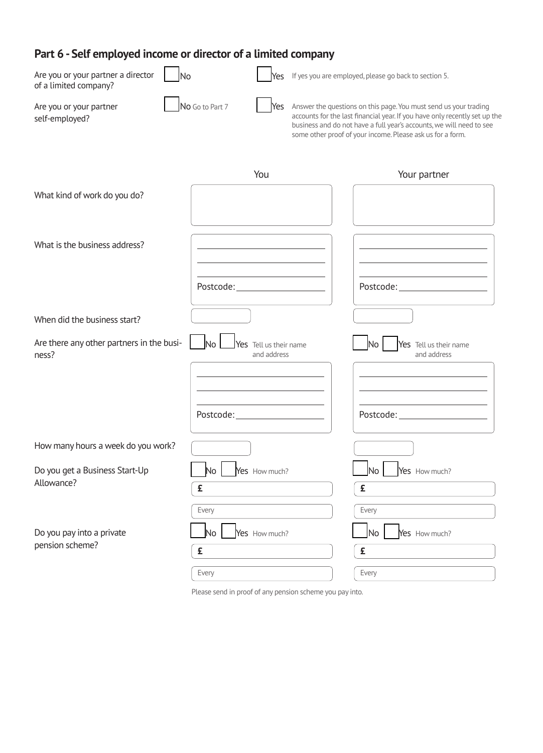## Part 6 - Self employed income or director of a limited company

Are you or your partner a director of a limited company?

☐ No ☐ Yes If yes you are employed, please go back to section 5.

Are you or your partner self-employed?

☐ No Go to Part 7 ☐ Yes Answer the questions on this page. You must send us your trading accounts for the last financial year. If you have only recently set up the business and do not have a full year's accounts, we will need to see some other proof of your income. Please ask us for a form.

| | You | Your partner |
|---|---|---|
| What kind of work do you do? | | |
| What is the business address? | ____________<br>____________<br>____________<br>Postcode: ____________ | ____________<br>____________<br>____________<br>Postcode: ____________ |
| When did the business start? | | |
| Are there any other partners in the business? | ☐ No ☐ Yes Tell us their name and address<br>____________<br>____________<br>____________<br>Postcode: ____________ | ☐ No ☐ Yes Tell us their name and address<br>____________<br>____________<br>____________<br>Postcode: ____________ |
| How many hours a week do you work? | | |
| Do you get a Business Start-Up Allowance? | ☐ No ☐ Yes How much?<br>£<br>Every | ☐ No ☐ Yes How much?<br>£<br>Every |
| Do you pay into a private pension scheme? | ☐ No ☐ Yes How much?<br>£<br>Every | ☐ No ☐ Yes How much?<br>£<br>Every |

Please send in proof of any pension scheme you pay into.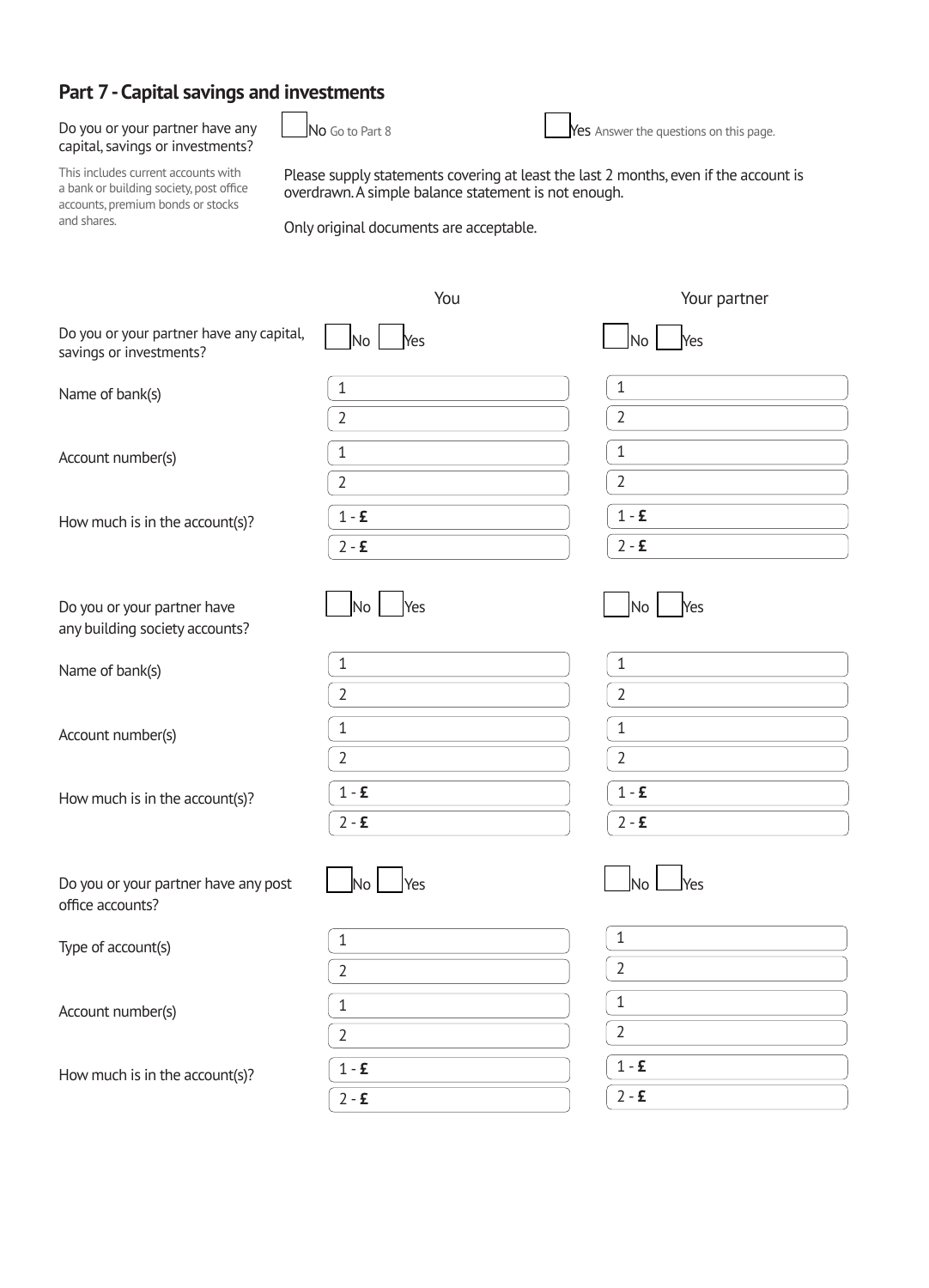## Part 7 - Capital savings and investments

Do you or your partner have any capital, savings or investments?

☐ No Go to Part 8

☐ Yes Answer the questions on this page.

This includes current accounts with a bank or building society, post office accounts, premium bonds or stocks and shares.

Please supply statements covering at least the last 2 months, even if the account is overdrawn. A simple balance statement is not enough.

Only original documents are acceptable.

| | You | Your partner |
|---|---|---|
| Do you or your partner have any capital, savings or investments? | ☐ No ☐ Yes | ☐ No ☐ Yes |
| Name of bank(s) | 1 | 1 |
| | 2 | 2 |
| Account number(s) | 1 | 1 |
| | 2 | 2 |
| How much is in the account(s)? | 1 - **£** | 1 - **£** |
| | 2 - **£** | 2 - **£** |
| Do you or your partner have any building society accounts? | ☐ No ☐ Yes | ☐ No ☐ Yes |
| Name of bank(s) | 1 | 1 |
| | 2 | 2 |
| Account number(s) | 1 | 1 |
| | 2 | 2 |
| How much is in the account(s)? | 1 - **£** | 1 - **£** |
| | 2 - **£** | 2 - **£** |
| Do you or your partner have any post office accounts? | ☐ No ☐ Yes | ☐ No ☐ Yes |
| Type of account(s) | 1 | 1 |
| | 2 | 2 |
| Account number(s) | 1 | 1 |
| | 2 | 2 |
| How much is in the account(s)? | 1 - **£** | 1 - **£** |
| | 2 - **£** | 2 - **£** |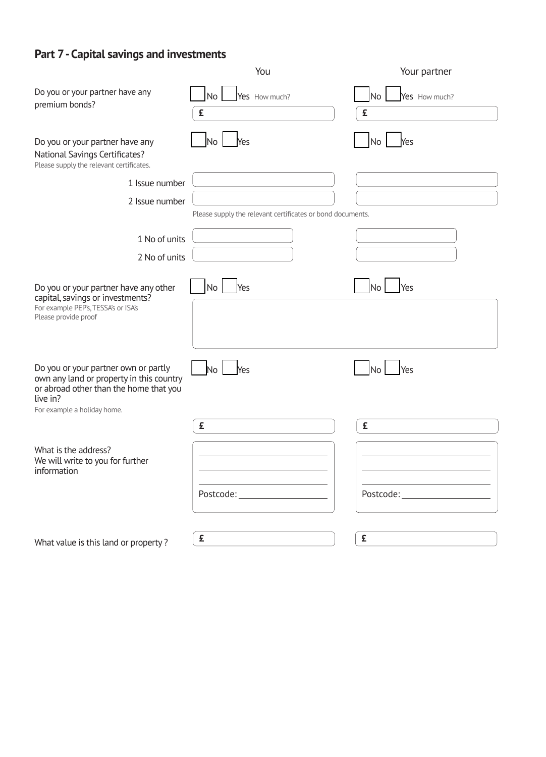## Part 7 - Capital savings and investments

| | You | Your partner |
|---|---|---|
| Do you or your partner have any premium bonds? | ☐ No ☐ Yes How much? £ | ☐ No ☐ Yes How much? £ |
| Do you or your partner have any National Savings Certificates? Please supply the relevant certificates. | ☐ No ☐ Yes | ☐ No ☐ Yes |
| 1 Issue number | | |
| 2 Issue number | | |
| | Please supply the relevant certificates or bond documents. | |
| 1 No of units | | |
| 2 No of units | | |
| Do you or your partner have any other capital, savings or investments? For example PEP's, TESSA's or ISA's. Please provide proof | ☐ No ☐ Yes | ☐ No ☐ Yes |
| Do you or your partner own or partly own any land or property in this country or abroad other than the home that you live in? For example a holiday home. | ☐ No ☐ Yes £ | ☐ No ☐ Yes £ |
| What is the address? We will write to you for further information | Postcode: | Postcode: |
| What value is this land or property? | £ | £ |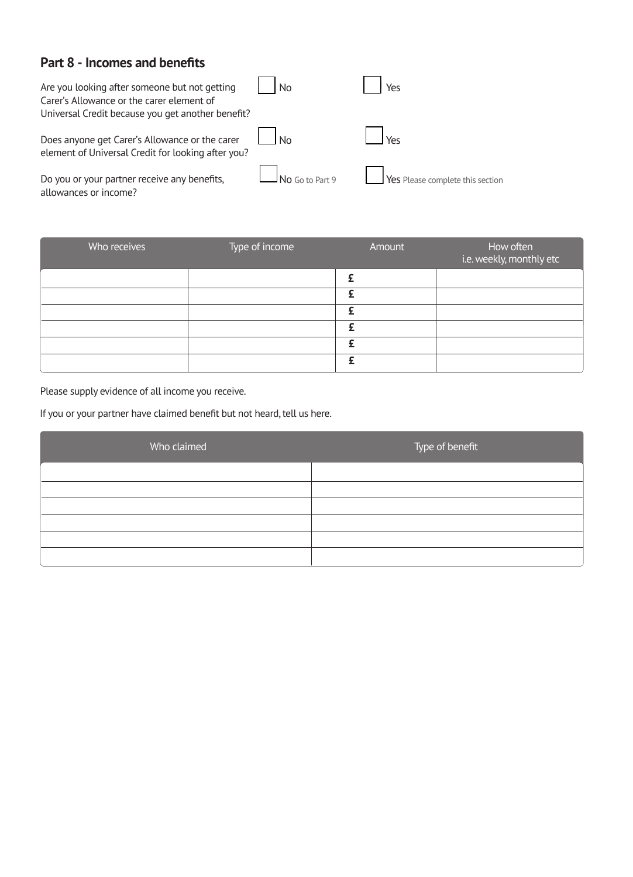## Part 8 - Incomes and benefits

Are you looking after someone but not getting Carer's Allowance or the carer element of Universal Credit because you get another benefit? ☐ No ☐ Yes

Does anyone get Carer's Allowance or the carer element of Universal Credit for looking after you? ☐ No ☐ Yes

Do you or your partner receive any benefits, allowances or income? ☐ No Go to Part 9 ☐ Yes Please complete this section

| Who receives | Type of income | Amount | How often i.e. weekly, monthly etc |
|---|---|---|---|
| | | £ | |
| | | £ | |
| | | £ | |
| | | £ | |
| | | £ | |
| | | £ | |

Please supply evidence of all income you receive.

If you or your partner have claimed benefit but not heard, tell us here.

| Who claimed | Type of benefit |
|---|---|
| | |
| | |
| | |
| | |
| | |
| | |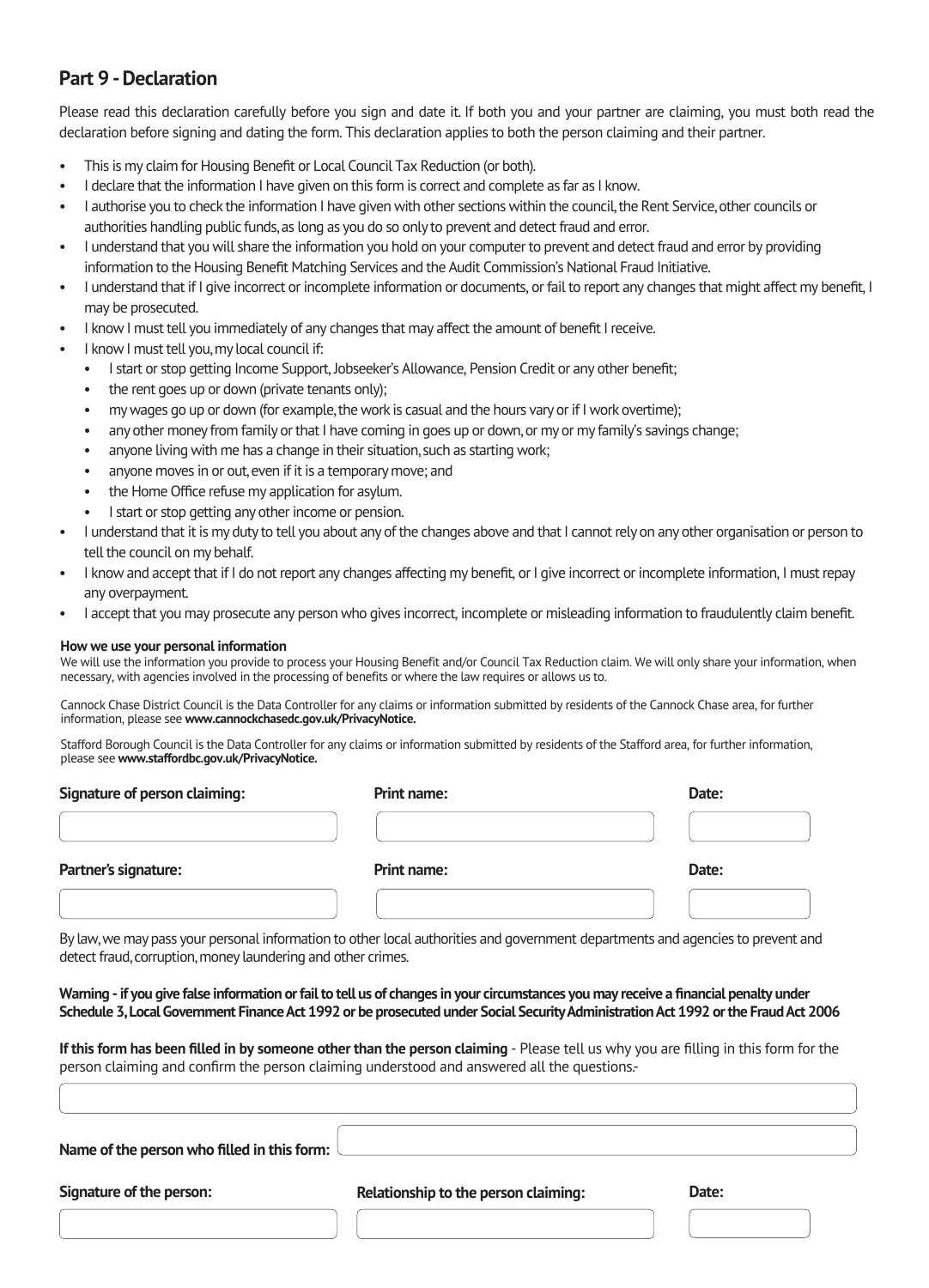## Part 9 - Declaration

Please read this declaration carefully before you sign and date it. If both you and your partner are claiming, you must both read the declaration before signing and dating the form. This declaration applies to both the person claiming and their partner.

- This is my claim for Housing Benefit or Local Council Tax Reduction (or both).
- I declare that the information I have given on this form is correct and complete as far as I know.
- I authorise you to check the information I have given with other sections within the council, the Rent Service, other councils or authorities handling public funds, as long as you do so only to prevent and detect fraud and error.
- I understand that you will share the information you hold on your computer to prevent and detect fraud and error by providing information to the Housing Benefit Matching Services and the Audit Commission's National Fraud Initiative.
- I understand that if I give incorrect or incomplete information or documents, or fail to report any changes that might affect my benefit, I may be prosecuted.
- I know I must tell you immediately of any changes that may affect the amount of benefit I receive.
- I know I must tell you, my local council if:
  - I start or stop getting Income Support, Jobseeker's Allowance, Pension Credit or any other benefit;
  - the rent goes up or down (private tenants only);
  - my wages go up or down (for example, the work is casual and the hours vary or if I work overtime);
  - any other money from family or that I have coming in goes up or down, or my or my family's savings change;
  - anyone living with me has a change in their situation, such as starting work;
  - anyone moves in or out, even if it is a temporary move; and
  - the Home Office refuse my application for asylum.
  - I start or stop getting any other income or pension.
- I understand that it is my duty to tell you about any of the changes above and that I cannot rely on any other organisation or person to tell the council on my behalf.
- I know and accept that if I do not report any changes affecting my benefit, or I give incorrect or incomplete information, I must repay any overpayment.
- I accept that you may prosecute any person who gives incorrect, incomplete or misleading information to fraudulently claim benefit.

**How we use your personal information**
We will use the information you provide to process your Housing Benefit and/or Council Tax Reduction claim. We will only share your information, when necessary, with agencies involved in the processing of benefits or where the law requires or allows us to.

Cannock Chase District Council is the Data Controller for any claims or information submitted by residents of the Cannock Chase area, for further information, please see **www.cannockchasedc.gov.uk/PrivacyNotice.**

Stafford Borough Council is the Data Controller for any claims or information submitted by residents of the Stafford area, for further information, please see **www.staffordbc.gov.uk/PrivacyNotice.**

| Signature of person claiming: | Print name: | Date: |
|---|---|---|
| | | |
| **Partner's signature:** | **Print name:** | **Date:** |
| | | |

By law, we may pass your personal information to other local authorities and government departments and agencies to prevent and detect fraud, corruption, money laundering and other crimes.

**Warning - if you give false information or fail to tell us of changes in your circumstances you may receive a financial penalty under Schedule 3, Local Government Finance Act 1992 or be prosecuted under Social Security Administration Act 1992 or the Fraud Act 2006**

**If this form has been filled in by someone other than the person claiming** - Please tell us why you are filling in this form for the person claiming and confirm the person claiming understood and answered all the questions:-

**Name of the person who filled in this form:**

| Signature of the person: | Relationship to the person claiming: | Date: |
|---|---|---|
| | | |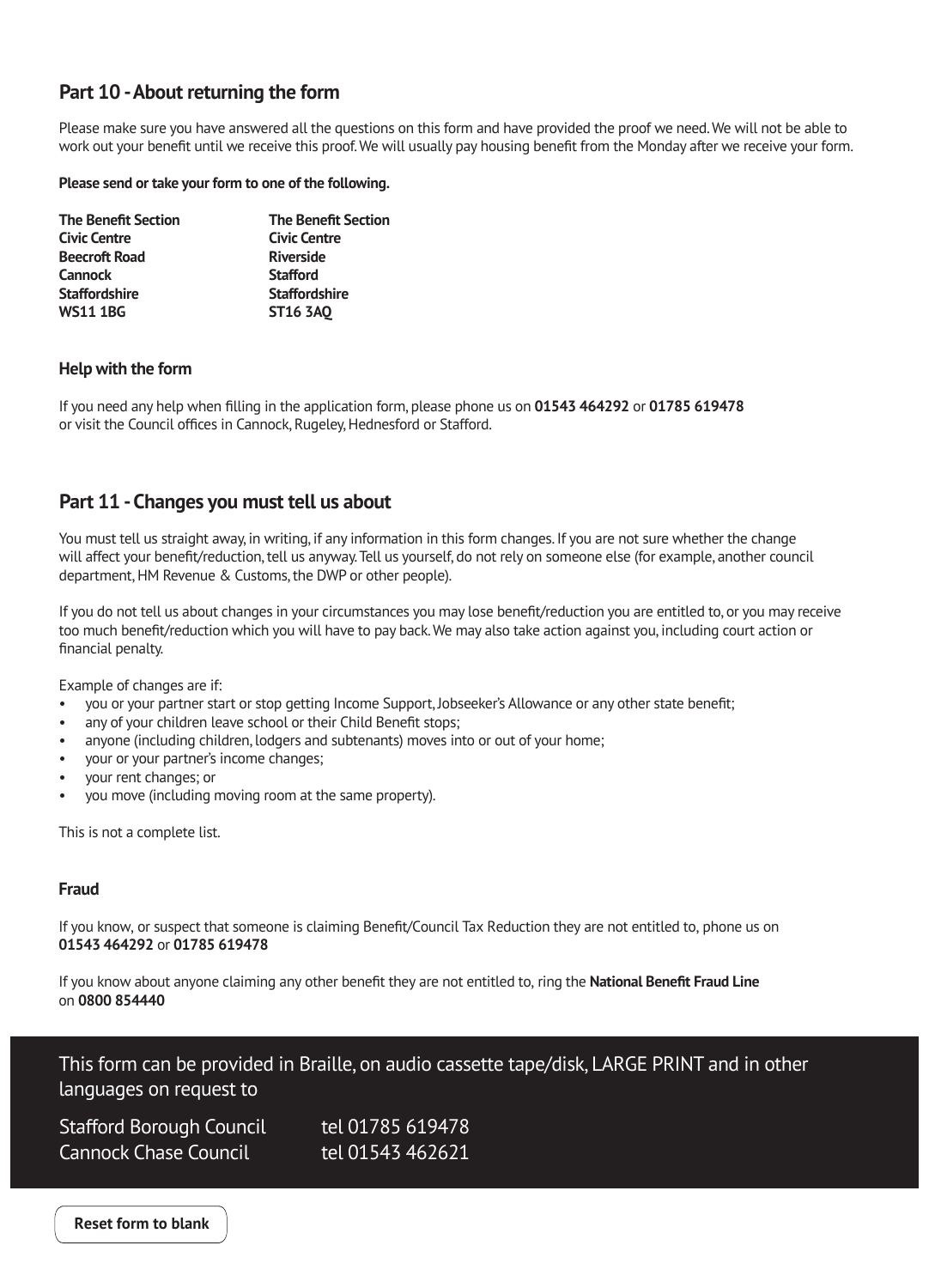## Part 10 - About returning the form

Please make sure you have answered all the questions on this form and have provided the proof we need. We will not be able to work out your benefit until we receive this proof. We will usually pay housing benefit from the Monday after we receive your form.

**Please send or take your form to one of the following.**

**The Benefit Section**
**Civic Centre**
**Beecroft Road**
**Cannock**
**Staffordshire**
**WS11 1BG**

**The Benefit Section**
**Civic Centre**
**Riverside**
**Stafford**
**Staffordshire**
**ST16 3AQ**

### Help with the form

If you need any help when filling in the application form, please phone us on **01543 464292** or **01785 619478** or visit the Council offices in Cannock, Rugeley, Hednesford or Stafford.

## Part 11 - Changes you must tell us about

You must tell us straight away, in writing, if any information in this form changes. If you are not sure whether the change will affect your benefit/reduction, tell us anyway. Tell us yourself, do not rely on someone else (for example, another council department, HM Revenue & Customs, the DWP or other people).

If you do not tell us about changes in your circumstances you may lose benefit/reduction you are entitled to, or you may receive too much benefit/reduction which you will have to pay back. We may also take action against you, including court action or financial penalty.

Example of changes are if:

- you or your partner start or stop getting Income Support, Jobseeker's Allowance or any other state benefit;
- any of your children leave school or their Child Benefit stops;
- anyone (including children, lodgers and subtenants) moves into or out of your home;
- your or your partner's income changes;
- your rent changes; or
- you move (including moving room at the same property).

This is not a complete list.

### Fraud

If you know, or suspect that someone is claiming Benefit/Council Tax Reduction they are not entitled to, phone us on **01543 464292** or **01785 619478**

If you know about anyone claiming any other benefit they are not entitled to, ring the **National Benefit Fraud Line** on **0800 854440**

This form can be provided in Braille, on audio cassette tape/disk, LARGE PRINT and in other languages on request to

Stafford Borough Council tel 01785 619478
Cannock Chase Council tel 01543 462621

Reset form to blank